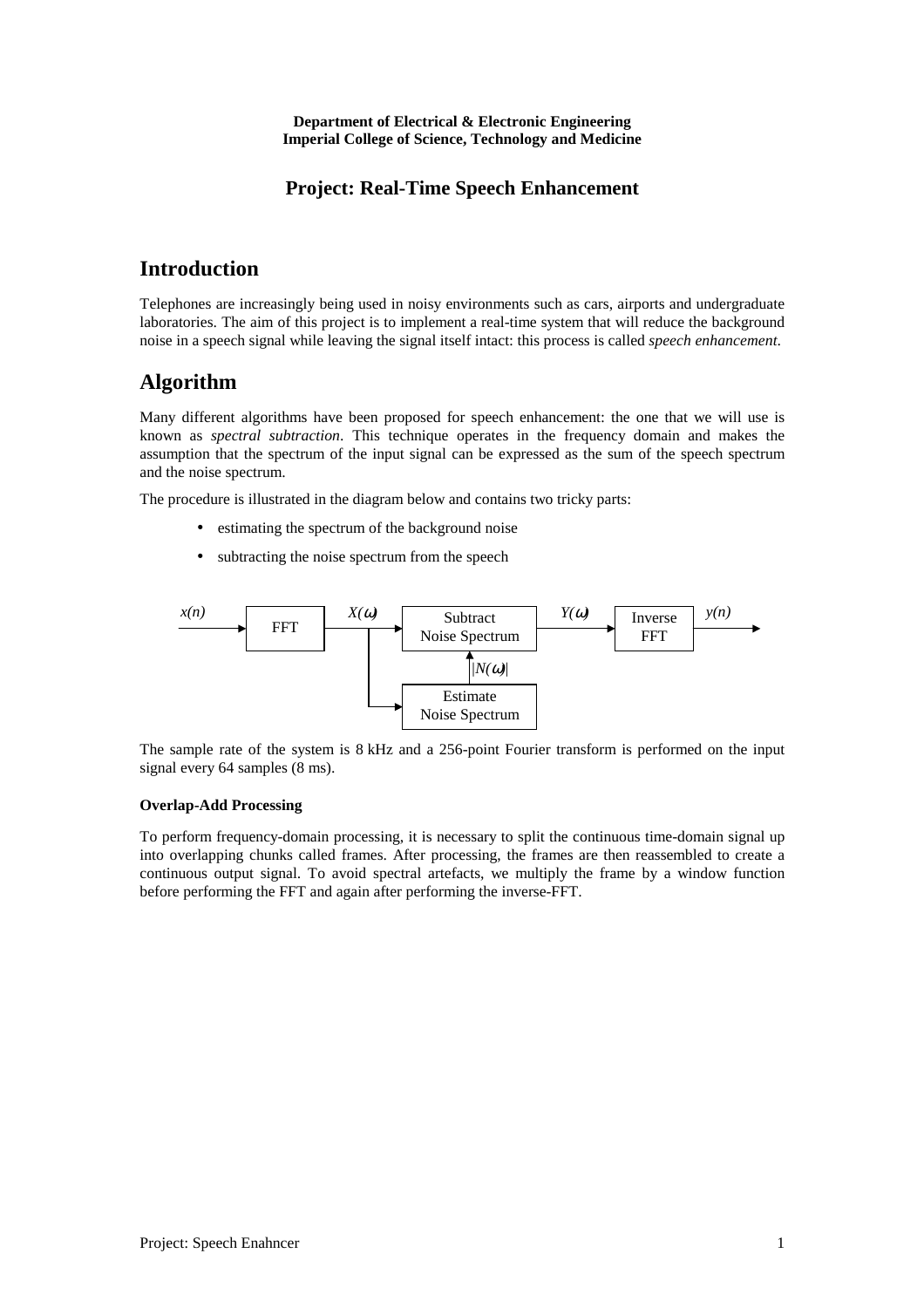**Department of Electrical & Electronic Engineering**
**Imperial College of Science, Technology and Medicine**

## Project: Real-Time Speech Enhancement

# Introduction

Telephones are increasingly being used in noisy environments such as cars, airports and undergraduate laboratories. The aim of this project is to implement a real-time system that will reduce the background noise in a speech signal while leaving the signal itself intact: this process is called *speech enhancement*.

# Algorithm

Many different algorithms have been proposed for speech enhancement: the one that we will use is known as *spectral subtraction*. This technique operates in the frequency domain and makes the assumption that the spectrum of the input signal can be expressed as the sum of the speech spectrum and the noise spectrum.

The procedure is illustrated in the diagram below and contains two tricky parts:

- estimating the spectrum of the background noise
- subtracting the noise spectrum from the speech

$x(n)$ → FFT → $X(\omega)$ → Subtract Noise Spectrum → $Y(\omega)$ → Inverse FFT → $y(n)$

$X(\omega)$ → Estimate Noise Spectrum → $|N(\omega)|$ → Subtract Noise Spectrum

The sample rate of the system is 8 kHz and a 256-point Fourier transform is performed on the input signal every 64 samples (8 ms).

### Overlap-Add Processing

To perform frequency-domain processing, it is necessary to split the continuous time-domain signal up into overlapping chunks called frames. After processing, the frames are then reassembled to create a continuous output signal. To avoid spectral artefacts, we multiply the frame by a window function before performing the FFT and again after performing the inverse-FFT.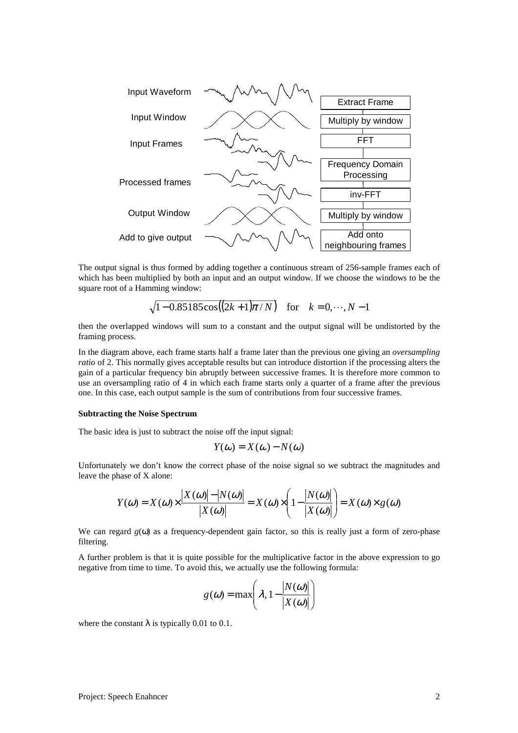| | | |
|---|---|---|
| Input Waveform | | Extract Frame |
| Input Window | | Multiply by window |
| Input Frames | | FFT |
| | | Frequency Domain Processing |
| Processed frames | | inv-FFT |
| Output Window | | Multiply by window |
| Add to give output | | Add onto neighbouring frames |

The output signal is thus formed by adding together a continuous stream of 256-sample frames each of which has been multiplied by both an input and an output window. If we choose the windows to be the square root of a Hamming window:

$$\sqrt{1-0.85185\cos\left((2k+1)\pi/N\right)} \quad \text{for} \quad k=0,\cdots,N-1$$

then the overlapped windows will sum to a constant and the output signal will be undistorted by the framing process.

In the diagram above, each frame starts half a frame later than the previous one giving an *oversampling ratio* of 2. This normally gives acceptable results but can introduce distortion if the processing alters the gain of a particular frequency bin abruptly between successive frames. It is therefore more common to use an oversampling ratio of 4 in which each frame starts only a quarter of a frame after the previous one. In this case, each output sample is the sum of contributions from four successive frames.

**Subtracting the Noise Spectrum**

The basic idea is just to subtract the noise off the input signal:

$$Y(\omega) = X(\omega) - N(\omega)$$

Unfortunately we don't know the correct phase of the noise signal so we subtract the magnitudes and leave the phase of X alone:

$$Y(\omega) = X(\omega) \times \frac{|X(\omega)| - |N(\omega)|}{|X(\omega)|} = X(\omega) \times \left(1 - \frac{|N(\omega)|}{|X(\omega)|}\right) = X(\omega) \times g(\omega)$$

We can regard $g(\omega)$ as a frequency-dependent gain factor, so this is really just a form of zero-phase filtering.

A further problem is that it is quite possible for the multiplicative factor in the above expression to go negative from time to time. To avoid this, we actually use the following formula:

$$g(\omega) = \max\left(\lambda, 1 - \frac{|N(\omega)|}{|X(\omega)|}\right)$$

where the constant $\lambda$ is typically 0.01 to 0.1.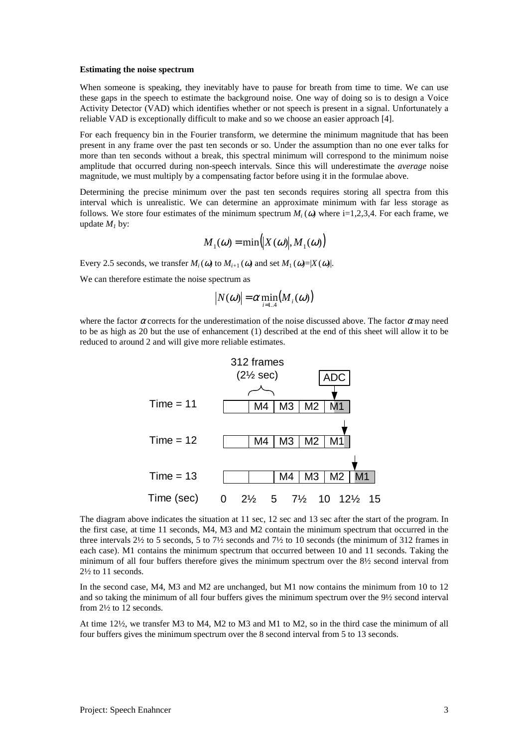**Estimating the noise spectrum**

When someone is speaking, they inevitably have to pause for breath from time to time. We can use these gaps in the speech to estimate the background noise. One way of doing so is to design a Voice Activity Detector (VAD) which identifies whether or not speech is present in a signal. Unfortunately a reliable VAD is exceptionally difficult to make and so we choose an easier approach [4].

For each frequency bin in the Fourier transform, we determine the minimum magnitude that has been present in any frame over the past ten seconds or so. Under the assumption than no one ever talks for more than ten seconds without a break, this spectral minimum will correspond to the minimum noise amplitude that occurred during non-speech intervals. Since this will underestimate the *average* noise magnitude, we must multiply by a compensating factor before using it in the formulae above.

Determining the precise minimum over the past ten seconds requires storing all spectra from this interval which is unrealistic. We can determine an approximate minimum with far less storage as follows. We store four estimates of the minimum spectrum $M_i(\omega)$ where i=1,2,3,4. For each frame, we update $M_1$ by:

$$M_1(\omega) = \min\left(|X(\omega)|, M_1(\omega)\right)$$

Every 2.5 seconds, we transfer $M_i(\omega)$ to $M_{i+1}(\omega)$ and set $M_1(\omega)=|X(\omega)|$.

We can therefore estimate the noise spectrum as

$$|N(\omega)| = \alpha \min_{i=1..4}\left(M_i(\omega)\right)$$

where the factor $\alpha$ corrects for the underestimation of the noise discussed above. The factor $\alpha$ may need to be as high as 20 but the use of enhancement (1) described at the end of this sheet will allow it to be reduced to around 2 and will give more reliable estimates.

The diagram above indicates the situation at 11 sec, 12 sec and 13 sec after the start of the program. In the first case, at time 11 seconds, M4, M3 and M2 contain the minimum spectrum that occurred in the three intervals 2½ to 5 seconds, 5 to 7½ seconds and 7½ to 10 seconds (the minimum of 312 frames in each case). M1 contains the minimum spectrum that occurred between 10 and 11 seconds. Taking the minimum of all four buffers therefore gives the minimum spectrum over the 8½ second interval from 2½ to 11 seconds.

In the second case, M4, M3 and M2 are unchanged, but M1 now contains the minimum from 10 to 12 and so taking the minimum of all four buffers gives the minimum spectrum over the 9½ second interval from 2½ to 12 seconds.

At time 12½, we transfer M3 to M4, M2 to M3 and M1 to M2, so in the third case the minimum of all four buffers gives the minimum spectrum over the 8 second interval from 5 to 13 seconds.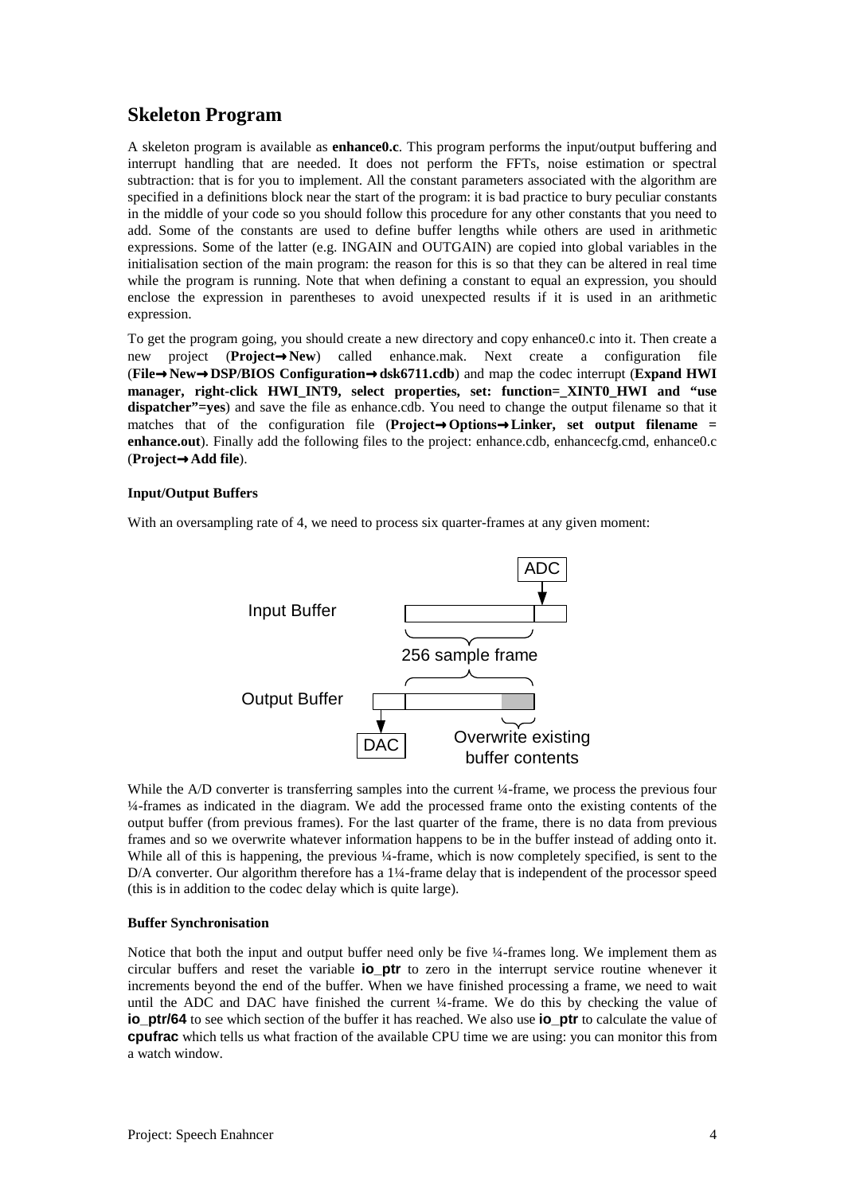## Skeleton Program

A skeleton program is available as **enhance0.c**. This program performs the input/output buffering and interrupt handling that are needed. It does not perform the FFTs, noise estimation or spectral subtraction: that is for you to implement. All the constant parameters associated with the algorithm are specified in a definitions block near the start of the program: it is bad practice to bury peculiar constants in the middle of your code so you should follow this procedure for any other constants that you need to add. Some of the constants are used to define buffer lengths while others are used in arithmetic expressions. Some of the latter (e.g. INGAIN and OUTGAIN) are copied into global variables in the initialisation section of the main program: the reason for this is so that they can be altered in real time while the program is running. Note that when defining a constant to equal an expression, you should enclose the expression in parentheses to avoid unexpected results if it is used in an arithmetic expression.

To get the program going, you should create a new directory and copy enhance0.c into it. Then create a new project (**Project→New**) called enhance.mak. Next create a configuration file (**File→New→DSP/BIOS Configuration→dsk6711.cdb**) and map the codec interrupt (**Expand HWI manager, right-click HWI_INT9, select properties, set: function=_XINT0_HWI and "use dispatcher"=yes**) and save the file as enhance.cdb. You need to change the output filename so that it matches that of the configuration file (**Project→Options→Linker, set output filename = enhance.out**). Finally add the following files to the project: enhance.cdb, enhancecfg.cmd, enhance0.c (**Project→Add file**).

#### Input/Output Buffers

With an oversampling rate of 4, we need to process six quarter-frames at any given moment:

While the A/D converter is transferring samples into the current ¼-frame, we process the previous four ¼-frames as indicated in the diagram. We add the processed frame onto the existing contents of the output buffer (from previous frames). For the last quarter of the frame, there is no data from previous frames and so we overwrite whatever information happens to be in the buffer instead of adding onto it. While all of this is happening, the previous ¼-frame, which is now completely specified, is sent to the D/A converter. Our algorithm therefore has a 1¼-frame delay that is independent of the processor speed (this is in addition to the codec delay which is quite large).

#### Buffer Synchronisation

Notice that both the input and output buffer need only be five ¼-frames long. We implement them as circular buffers and reset the variable **io_ptr** to zero in the interrupt service routine whenever it increments beyond the end of the buffer. When we have finished processing a frame, we need to wait until the ADC and DAC have finished the current ¼-frame. We do this by checking the value of **io_ptr/64** to see which section of the buffer it has reached. We also use **io_ptr** to calculate the value of **cpufrac** which tells us what fraction of the available CPU time we are using: you can monitor this from a watch window.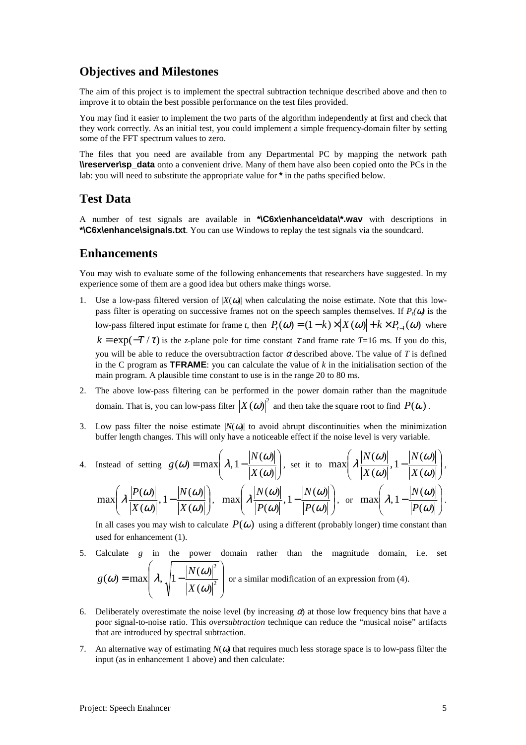## Objectives and Milestones

The aim of this project is to implement the spectral subtraction technique described above and then to improve it to obtain the best possible performance on the test files provided.

You may find it easier to implement the two parts of the algorithm independently at first and check that they work correctly. As an initial test, you could implement a simple frequency-domain filter by setting some of the FFT spectrum values to zero.

The files that you need are available from any Departmental PC by mapping the network path **\\reserver\sp_data** onto a convenient drive. Many of them have also been copied onto the PCs in the lab: you will need to substitute the appropriate value for **\*** in the paths specified below.

## Test Data

A number of test signals are available in **\*\C6x\enhance\data\\*.wav** with descriptions in **\*\C6x\enhance\signals.txt**. You can use Windows to replay the test signals via the soundcard.

## Enhancements

You may wish to evaluate some of the following enhancements that researchers have suggested. In my experience some of them are a good idea but others make things worse.

1. Use a low-pass filtered version of $|X(\omega)|$ when calculating the noise estimate. Note that this low-pass filter is operating on successive frames not on the speech samples themselves. If $P_t(\omega)$ is the low-pass filtered input estimate for frame $t$, then $P_t(\omega) = (1-k) \times |X(\omega)| + k \times P_{t-1}(\omega)$ where $k = \exp(-T/\tau)$ is the $z$-plane pole for time constant $\tau$ and frame rate $T$=16 ms. If you do this, you will be able to reduce the oversubtraction factor $\alpha$ described above. The value of $T$ is defined in the C program as **TFRAME**: you can calculate the value of $k$ in the initialisation section of the main program. A plausible time constant to use is in the range 20 to 80 ms.
2. The above low-pass filtering can be performed in the power domain rather than the magnitude domain. That is, you can low-pass filter $|X(\omega)|^2$ and then take the square root to find $P(\omega)$.
3. Low pass filter the noise estimate $|N(\omega)|$ to avoid abrupt discontinuities when the minimization buffer length changes. This will only have a noticeable effect if the noise level is very variable.
4. Instead of setting $g(\omega) = \max\left(\lambda, 1 - \frac{|N(\omega)|}{|X(\omega)|}\right)$, set it to $\max\left(\lambda \frac{|N(\omega)|}{|X(\omega)|}, 1 - \frac{|N(\omega)|}{|X(\omega)|}\right)$, $\max\left(\lambda \frac{|P(\omega)|}{|X(\omega)|}, 1 - \frac{|N(\omega)|}{|X(\omega)|}\right)$, $\max\left(\lambda \frac{|N(\omega)|}{|P(\omega)|}, 1 - \frac{|N(\omega)|}{|P(\omega)|}\right)$, or $\max\left(\lambda, 1 - \frac{|N(\omega)|}{|P(\omega)|}\right)$.

   In all cases you may wish to calculate $P(\omega)$ using a different (probably longer) time constant than used for enhancement (1).
5. Calculate $g$ in the power domain rather than the magnitude domain, i.e. set $g(\omega) = \max\left(\lambda, \sqrt{1 - \frac{|N(\omega)|^2}{|X(\omega)|^2}}\right)$ or a similar modification of an expression from (4).
6. Deliberately overestimate the noise level (by increasing $\alpha$) at those low frequency bins that have a poor signal-to-noise ratio. This *oversubtraction* technique can reduce the "musical noise" artifacts that are introduced by spectral subtraction.
7. An alternative way of estimating $N(\omega)$ that requires much less storage space is to low-pass filter the input (as in enhancement 1 above) and then calculate: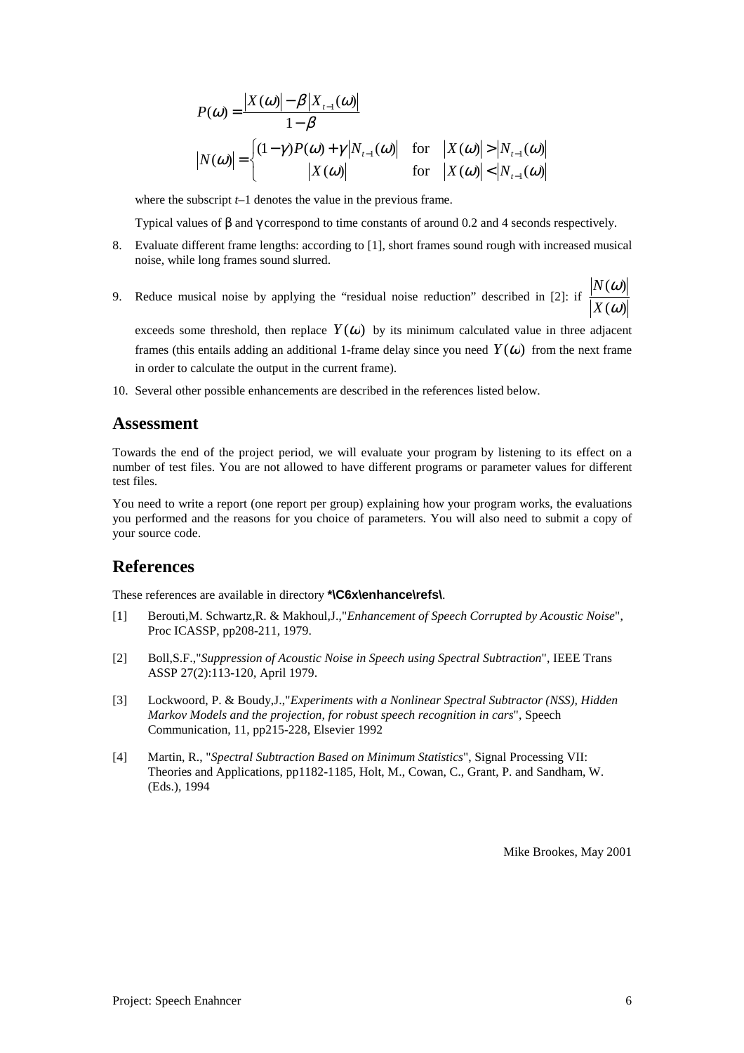$$P(\omega) = \frac{|X(\omega)| - \beta |X_{t-1}(\omega)|}{1-\beta}$$

$$|N(\omega)| = \begin{cases} (1-\gamma)P(\omega) + \gamma |N_{t-1}(\omega)| & \text{for} \quad |X(\omega)| > |N_{t-1}(\omega)| \\ |X(\omega)| & \text{for} \quad |X(\omega)| < |N_{t-1}(\omega)| \end{cases}$$

where the subscript $t$–1 denotes the value in the previous frame.

Typical values of β and γ correspond to time constants of around 0.2 and 4 seconds respectively.

8. Evaluate different frame lengths: according to [1], short frames sound rough with increased musical noise, while long frames sound slurred.
9. Reduce musical noise by applying the "residual noise reduction" described in [2]: if $\frac{|N(\omega)|}{|X(\omega)|}$ exceeds some threshold, then replace $Y(\omega)$ by its minimum calculated value in three adjacent frames (this entails adding an additional 1-frame delay since you need $Y(\omega)$ from the next frame in order to calculate the output in the current frame).
10. Several other possible enhancements are described in the references listed below.

## Assessment

Towards the end of the project period, we will evaluate your program by listening to its effect on a number of test files. You are not allowed to have different programs or parameter values for different test files.

You need to write a report (one report per group) explaining how your program works, the evaluations you performed and the reasons for you choice of parameters. You will also need to submit a copy of your source code.

## References

These references are available in directory **\*\C6x\enhance\refs\**.

[1] Berouti,M. Schwartz,R. & Makhoul,J.,"*Enhancement of Speech Corrupted by Acoustic Noise*", Proc ICASSP, pp208-211, 1979.

[2] Boll,S.F.,"*Suppression of Acoustic Noise in Speech using Spectral Subtraction*", IEEE Trans ASSP 27(2):113-120, April 1979.

[3] Lockwood, P. & Boudy,J.,"*Experiments with a Nonlinear Spectral Subtractor (NSS), Hidden Markov Models and the projection, for robust speech recognition in cars*", Speech Communication, 11, pp215-228, Elsevier 1992

[4] Martin, R., "*Spectral Subtraction Based on Minimum Statistics*", Signal Processing VII: Theories and Applications, pp1182-1185, Holt, M., Cowan, C., Grant, P. and Sandham, W. (Eds.), 1994

Mike Brookes, May 2001